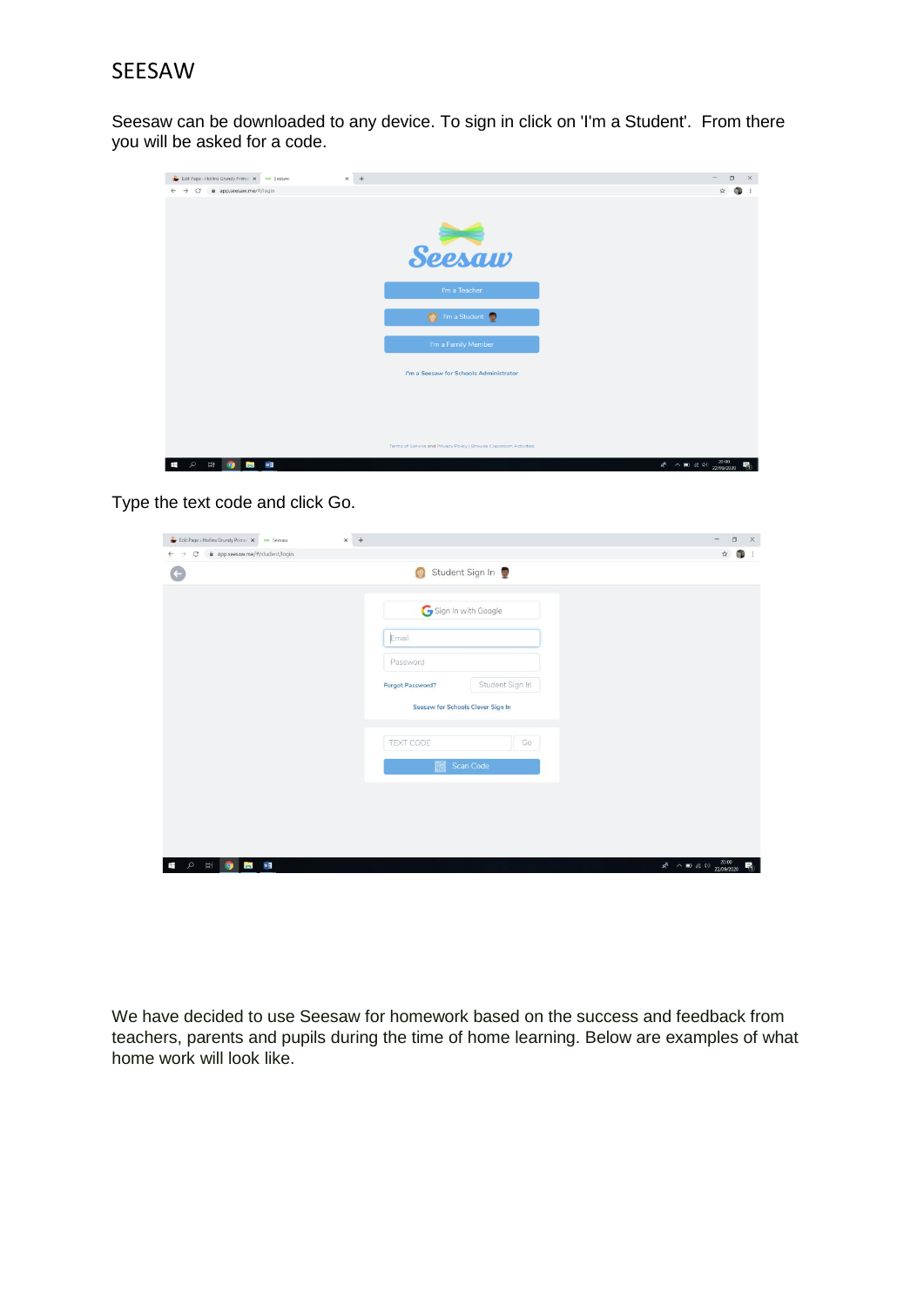# SEESAW

Seesaw can be downloaded to any device. To sign in click on 'I'm a Student'. From there you will be asked for a code.

Type the text code and click Go.

We have decided to use Seesaw for homework based on the success and feedback from teachers, parents and pupils during the time of home learning. Below are examples of what home work will look like.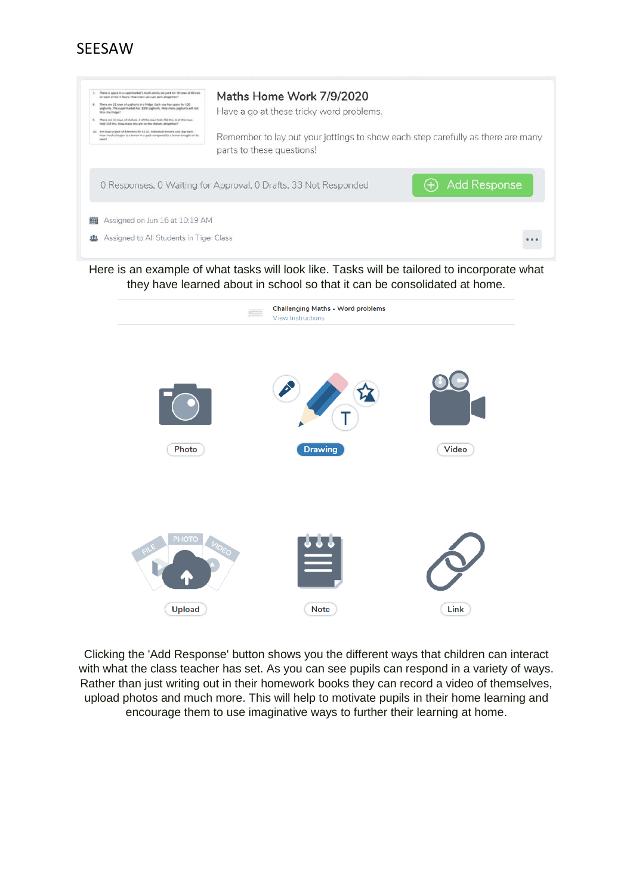SEESAW

Maths Home Work 7/9/2020

I lave a go at these tricky word problems.

Remember to lay out your jottings to show each step carefully as there are many parts to these questions!

0 Responses, 0 Waiting for Approval, 0 Drafts, 33 Not Responded

Add Response

Assigned on Jun 16 at 10:19 AM

Assigned to All Students in Tiger Class

Here is an example of what tasks will look like. Tasks will be tailored to incorporate what they have learned about in school so that it can be consolidated at home.

Challenging Maths - Word problems

View Instructions

Photo

Drawing

Video

Upload

Note

Link

Clicking the 'Add Response' button shows you the different ways that children can interact with what the class teacher has set. As you can see pupils can respond in a variety of ways. Rather than just writing out in their homework books they can record a video of themselves, upload photos and much more. This will help to motivate pupils in their home learning and encourage them to use imaginative ways to further their learning at home.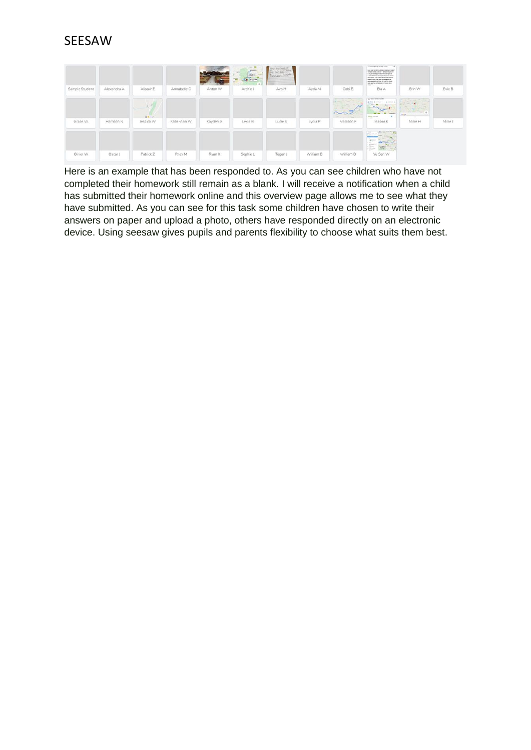# SEESAW

Here is an example that has been responded to. As you can see children who have not completed their homework still remain as a blank. I will receive a notification when a child has submitted their homework online and this overview page allows me to see what they have submitted. As you can see for this task some children have chosen to write their answers on paper and upload a photo, others have responded directly on an electronic device. Using seesaw gives pupils and parents flexibility to choose what suits them best.